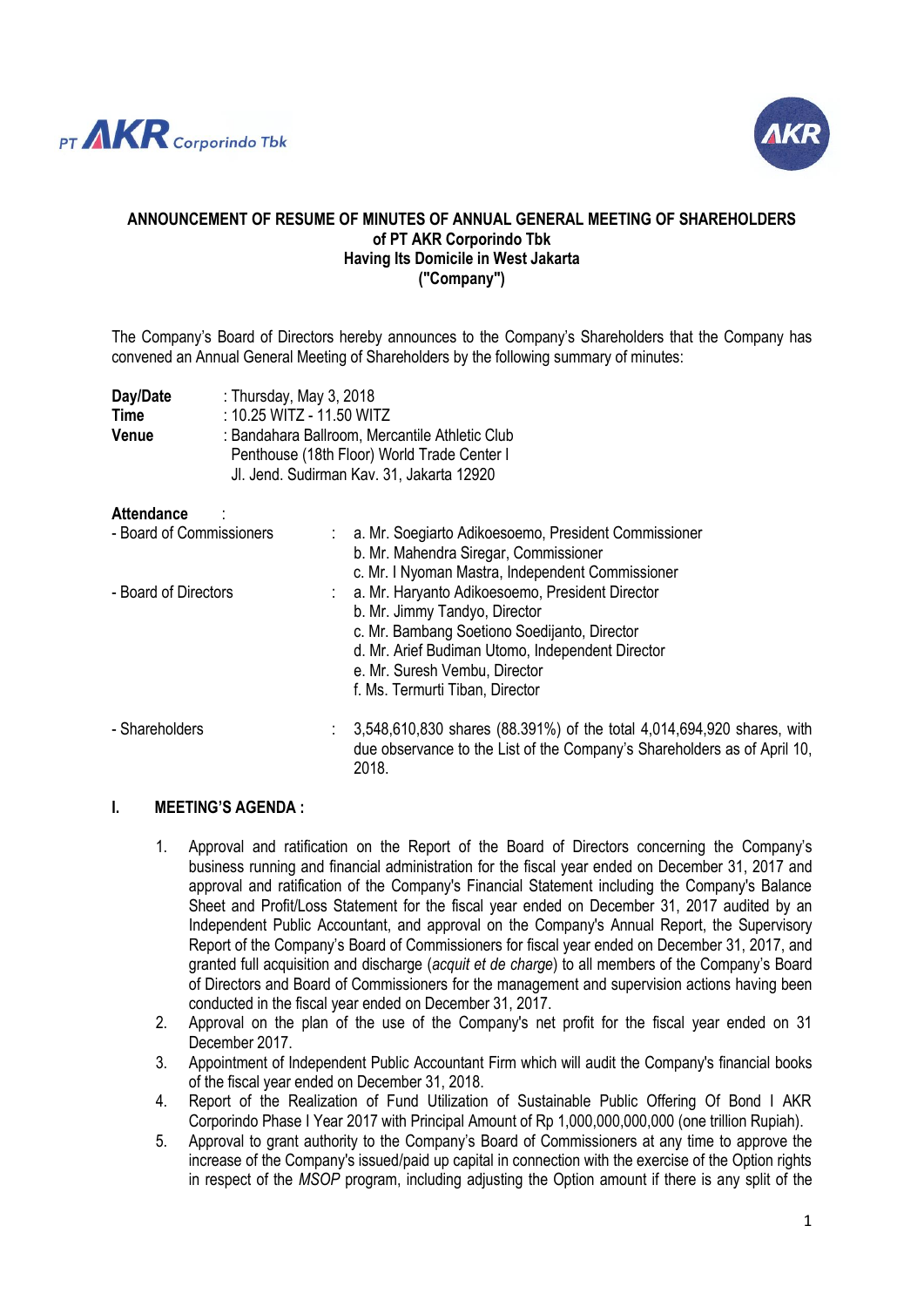**ANNOUNCEMENT OF RESUME OF MINUTES OF ANNUAL GENERAL MEETING OF SHAREHOLDERS of PT AKR Corporindo Tbk Having Its Domicile in West Jakarta ("Company")**

The Company's Board of Directors hereby announces to the Company's Shareholders that the Company has convened an Annual General Meeting of Shareholders by the following summary of minutes:

**Day/Date** : Thursday, May 3, 2018
**Time** : 10.25 WITZ - 11.50 WITZ
**Venue** : Bandahara Ballroom, Mercantile Athletic Club Penthouse (18th Floor) World Trade Center I Jl. Jend. Sudirman Kav. 31, Jakarta 12920

**Attendance** :

- Board of Commissioners :
  a. Mr. Soegiarto Adikoesoemo, President Commissioner
  b. Mr. Mahendra Siregar, Commissioner
  c. Mr. I Nyoman Mastra, Independent Commissioner
- Board of Directors :
  a. Mr. Haryanto Adikoesoemo, President Director
  b. Mr. Jimmy Tandyo, Director
  c. Mr. Bambang Soetiono Soedijanto, Director
  d. Mr. Arief Budiman Utomo, Independent Director
  e. Mr. Suresh Vembu, Director
  f. Ms. Termurti Tiban, Director
- Shareholders : 3,548,610,830 shares (88.391%) of the total 4,014,694,920 shares, with due observance to the List of the Company's Shareholders as of April 10, 2018.

## I. MEETING'S AGENDA :

1. Approval and ratification on the Report of the Board of Directors concerning the Company's business running and financial administration for the fiscal year ended on December 31, 2017 and approval and ratification of the Company's Financial Statement including the Company's Balance Sheet and Profit/Loss Statement for the fiscal year ended on December 31, 2017 audited by an Independent Public Accountant, and approval on the Company's Annual Report, the Supervisory Report of the Company's Board of Commissioners for fiscal year ended on December 31, 2017, and granted full acquisition and discharge (*acquit et de charge*) to all members of the Company's Board of Directors and Board of Commissioners for the management and supervision actions having been conducted in the fiscal year ended on December 31, 2017.
2. Approval on the plan of the use of the Company's net profit for the fiscal year ended on 31 December 2017.
3. Appointment of Independent Public Accountant Firm which will audit the Company's financial books of the fiscal year ended on December 31, 2018.
4. Report of the Realization of Fund Utilization of Sustainable Public Offering Of Bond I AKR Corporindo Phase I Year 2017 with Principal Amount of Rp 1,000,000,000,000 (one trillion Rupiah).
5. Approval to grant authority to the Company's Board of Commissioners at any time to approve the increase of the Company's issued/paid up capital in connection with the exercise of the Option rights in respect of the *MSOP* program, including adjusting the Option amount if there is any split of the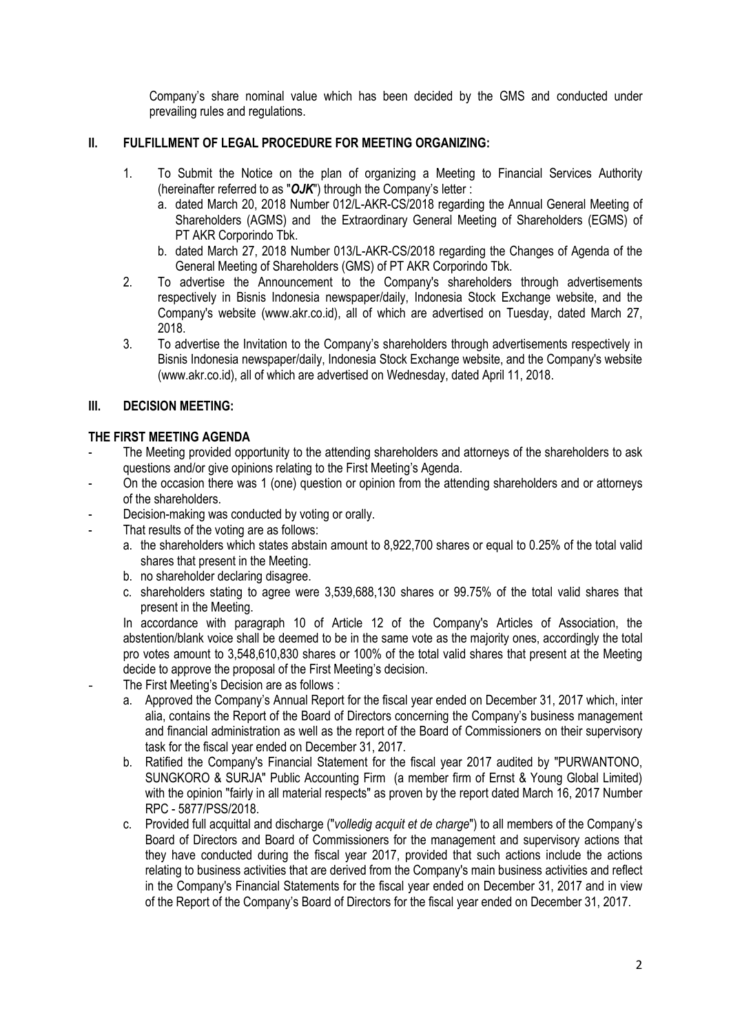Company's share nominal value which has been decided by the GMS and conducted under prevailing rules and regulations.

## II. FULFILLMENT OF LEGAL PROCEDURE FOR MEETING ORGANIZING:

1. To Submit the Notice on the plan of organizing a Meeting to Financial Services Authority (hereinafter referred to as "***OJK***") through the Company's letter :
   a. dated March 20, 2018 Number 012/L-AKR-CS/2018 regarding the Annual General Meeting of Shareholders (AGMS) and the Extraordinary General Meeting of Shareholders (EGMS) of PT AKR Corporindo Tbk.
   b. dated March 27, 2018 Number 013/L-AKR-CS/2018 regarding the Changes of Agenda of the General Meeting of Shareholders (GMS) of PT AKR Corporindo Tbk.
2. To advertise the Announcement to the Company's shareholders through advertisements respectively in Bisnis Indonesia newspaper/daily, Indonesia Stock Exchange website, and the Company's website (www.akr.co.id), all of which are advertised on Tuesday, dated March 27, 2018.
3. To advertise the Invitation to the Company's shareholders through advertisements respectively in Bisnis Indonesia newspaper/daily, Indonesia Stock Exchange website, and the Company's website (www.akr.co.id), all of which are advertised on Wednesday, dated April 11, 2018.

## III. DECISION MEETING:

### THE FIRST MEETING AGENDA

- The Meeting provided opportunity to the attending shareholders and attorneys of the shareholders to ask questions and/or give opinions relating to the First Meeting's Agenda.
- On the occasion there was 1 (one) question or opinion from the attending shareholders and or attorneys of the shareholders.
- Decision-making was conducted by voting or orally.
- That results of the voting are as follows:
  a. the shareholders which states abstain amount to 8,922,700 shares or equal to 0.25% of the total valid shares that present in the Meeting.
  b. no shareholder declaring disagree.
  c. shareholders stating to agree were 3,539,688,130 shares or 99.75% of the total valid shares that present in the Meeting.

  In accordance with paragraph 10 of Article 12 of the Company's Articles of Association, the abstention/blank voice shall be deemed to be in the same vote as the majority ones, accordingly the total pro votes amount to 3,548,610,830 shares or 100% of the total valid shares that present at the Meeting decide to approve the proposal of the First Meeting's decision.
- The First Meeting's Decision are as follows :
  a. Approved the Company's Annual Report for the fiscal year ended on December 31, 2017 which, inter alia, contains the Report of the Board of Directors concerning the Company's business management and financial administration as well as the report of the Board of Commissioners on their supervisory task for the fiscal year ended on December 31, 2017.
  b. Ratified the Company's Financial Statement for the fiscal year 2017 audited by "PURWANTONO, SUNGKORO & SURJA" Public Accounting Firm (a member firm of Ernst & Young Global Limited) with the opinion "fairly in all material respects" as proven by the report dated March 16, 2017 Number RPC - 5877/PSS/2018.
  c. Provided full acquittal and discharge ("*volledig acquit et de charge*") to all members of the Company's Board of Directors and Board of Commissioners for the management and supervisory actions that they have conducted during the fiscal year 2017, provided that such actions include the actions relating to business activities that are derived from the Company's main business activities and reflect in the Company's Financial Statements for the fiscal year ended on December 31, 2017 and in view of the Report of the Company's Board of Directors for the fiscal year ended on December 31, 2017.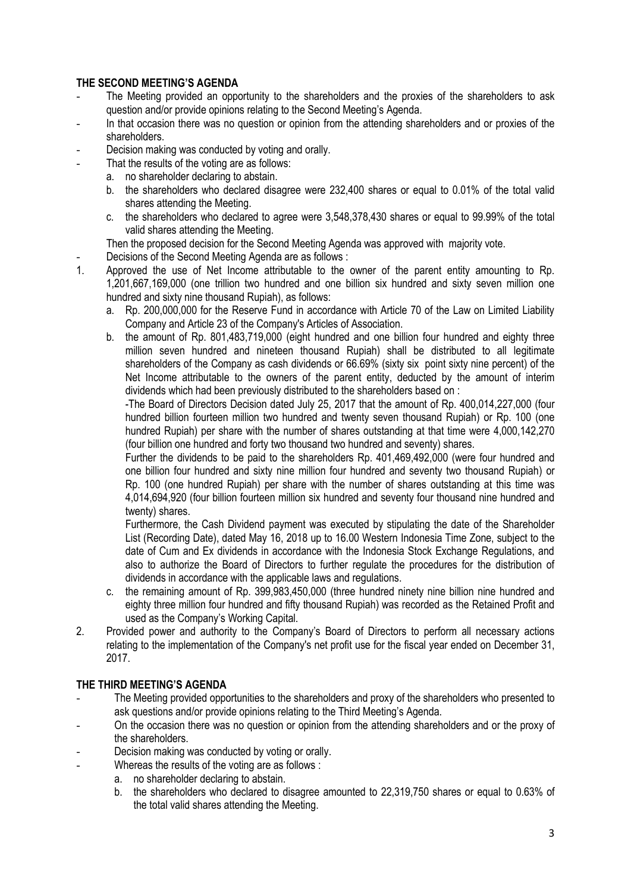### THE SECOND MEETING'S AGENDA

- The Meeting provided an opportunity to the shareholders and the proxies of the shareholders to ask question and/or provide opinions relating to the Second Meeting's Agenda.
- In that occasion there was no question or opinion from the attending shareholders and or proxies of the shareholders.
- Decision making was conducted by voting and orally.
- That the results of the voting are as follows:
  a. no shareholder declaring to abstain.
  b. the shareholders who declared disagree were 232,400 shares or equal to 0.01% of the total valid shares attending the Meeting.
  c. the shareholders who declared to agree were 3,548,378,430 shares or equal to 99.99% of the total valid shares attending the Meeting.

  Then the proposed decision for the Second Meeting Agenda was approved with majority vote.
- Decisions of the Second Meeting Agenda are as follows :

1. Approved the use of Net Income attributable to the owner of the parent entity amounting to Rp. 1,201,667,169,000 (one trillion two hundred and one billion six hundred and sixty seven million one hundred and sixty nine thousand Rupiah), as follows:
   a. Rp. 200,000,000 for the Reserve Fund in accordance with Article 70 of the Law on Limited Liability Company and Article 23 of the Company's Articles of Association.
   b. the amount of Rp. 801,483,719,000 (eight hundred and one billion four hundred and eighty three million seven hundred and nineteen thousand Rupiah) shall be distributed to all legitimate shareholders of the Company as cash dividends or 66.69% (sixty six point sixty nine percent) of the Net Income attributable to the owners of the parent entity, deducted by the amount of interim dividends which had been previously distributed to the shareholders based on :

      -The Board of Directors Decision dated July 25, 2017 that the amount of Rp. 400,014,227,000 (four hundred billion fourteen million two hundred and twenty seven thousand Rupiah) or Rp. 100 (one hundred Rupiah) per share with the number of shares outstanding at that time were 4,000,142,270 (four billion one hundred and forty two thousand two hundred and seventy) shares.

      Further the dividends to be paid to the shareholders Rp. 401,469,492,000 (were four hundred and one billion four hundred and sixty nine million four hundred and seventy two thousand Rupiah) or Rp. 100 (one hundred Rupiah) per share with the number of shares outstanding at this time was 4,014,694,920 (four billion fourteen million six hundred and seventy four thousand nine hundred and twenty) shares.

      Furthermore, the Cash Dividend payment was executed by stipulating the date of the Shareholder List (Recording Date), dated May 16, 2018 up to 16.00 Western Indonesia Time Zone, subject to the date of Cum and Ex dividends in accordance with the Indonesia Stock Exchange Regulations, and also to authorize the Board of Directors to further regulate the procedures for the distribution of dividends in accordance with the applicable laws and regulations.
   c. the remaining amount of Rp. 399,983,450,000 (three hundred ninety nine billion nine hundred and eighty three million four hundred and fifty thousand Rupiah) was recorded as the Retained Profit and used as the Company's Working Capital.
2. Provided power and authority to the Company's Board of Directors to perform all necessary actions relating to the implementation of the Company's net profit use for the fiscal year ended on December 31, 2017.

### THE THIRD MEETING'S AGENDA

- The Meeting provided opportunities to the shareholders and proxy of the shareholders who presented to ask questions and/or provide opinions relating to the Third Meeting's Agenda.
- On the occasion there was no question or opinion from the attending shareholders and or the proxy of the shareholders.
- Decision making was conducted by voting or orally.
- Whereas the results of the voting are as follows :
  a. no shareholder declaring to abstain.
  b. the shareholders who declared to disagree amounted to 22,319,750 shares or equal to 0.63% of the total valid shares attending the Meeting.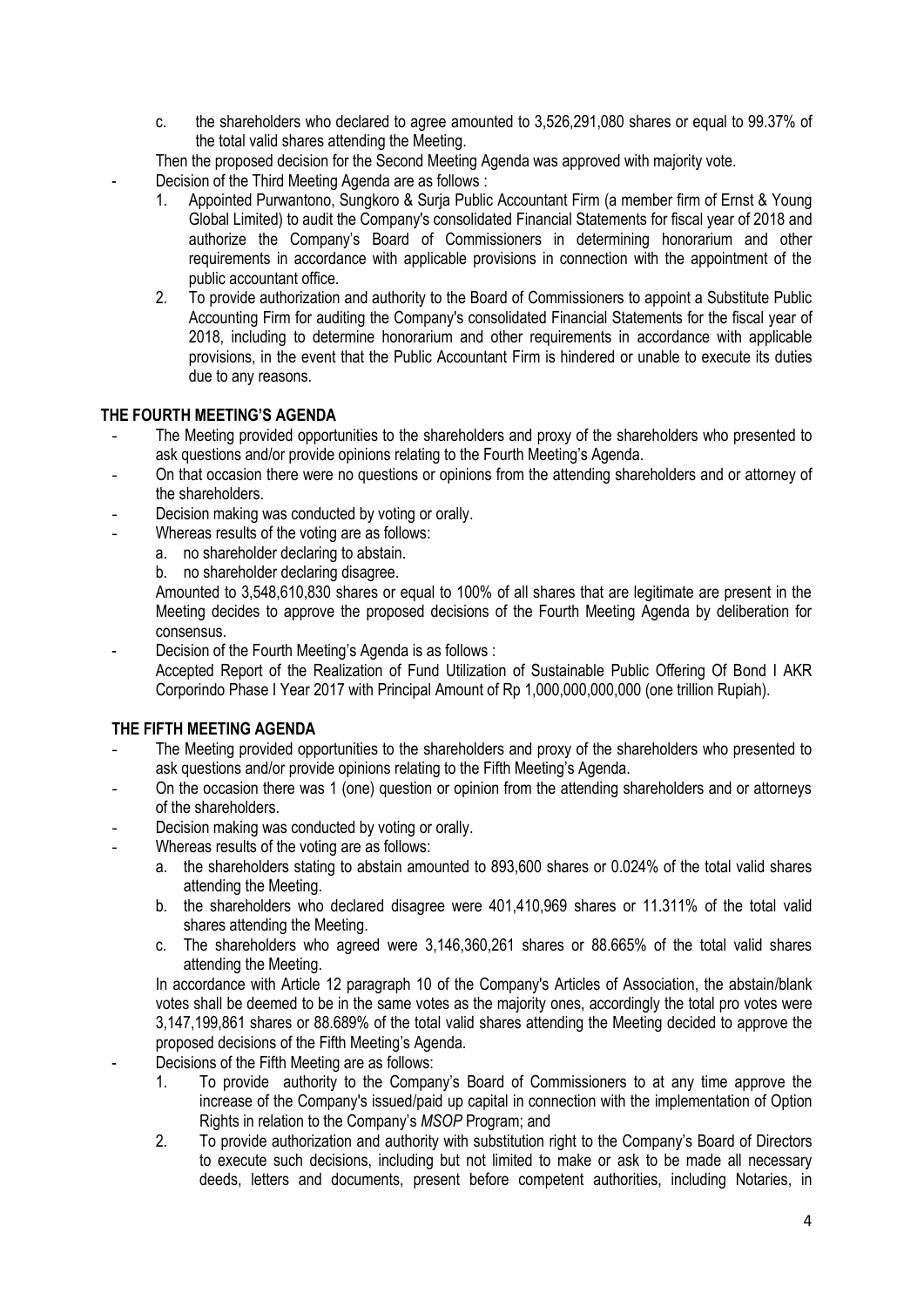c. the shareholders who declared to agree amounted to 3,526,291,080 shares or equal to 99.37% of the total valid shares attending the Meeting.

Then the proposed decision for the Second Meeting Agenda was approved with majority vote.

- Decision of the Third Meeting Agenda are as follows :
    1. Appointed Purwantono, Sungkoro & Surja Public Accountant Firm (a member firm of Ernst & Young Global Limited) to audit the Company's consolidated Financial Statements for fiscal year of 2018 and authorize the Company's Board of Commissioners in determining honorarium and other requirements in accordance with applicable provisions in connection with the appointment of the public accountant office.
    2. To provide authorization and authority to the Board of Commissioners to appoint a Substitute Public Accounting Firm for auditing the Company's consolidated Financial Statements for the fiscal year of 2018, including to determine honorarium and other requirements in accordance with applicable provisions, in the event that the Public Accountant Firm is hindered or unable to execute its duties due to any reasons.

**THE FOURTH MEETING'S AGENDA**

- The Meeting provided opportunities to the shareholders and proxy of the shareholders who presented to ask questions and/or provide opinions relating to the Fourth Meeting's Agenda.
- On that occasion there were no questions or opinions from the attending shareholders and or attorney of the shareholders.
- Decision making was conducted by voting or orally.
- Whereas results of the voting are as follows:
    a. no shareholder declaring to abstain.
    b. no shareholder declaring disagree.

    Amounted to 3,548,610,830 shares or equal to 100% of all shares that are legitimate are present in the Meeting decides to approve the proposed decisions of the Fourth Meeting Agenda by deliberation for consensus.
- Decision of the Fourth Meeting's Agenda is as follows :
    Accepted Report of the Realization of Fund Utilization of Sustainable Public Offering Of Bond I AKR Corporindo Phase I Year 2017 with Principal Amount of Rp 1,000,000,000,000 (one trillion Rupiah).

**THE FIFTH MEETING AGENDA**

- The Meeting provided opportunities to the shareholders and proxy of the shareholders who presented to ask questions and/or provide opinions relating to the Fifth Meeting's Agenda.
- On the occasion there was 1 (one) question or opinion from the attending shareholders and or attorneys of the shareholders.
- Decision making was conducted by voting or orally.
- Whereas results of the voting are as follows:
    a. the shareholders stating to abstain amounted to 893,600 shares or 0.024% of the total valid shares attending the Meeting.
    b. the shareholders who declared disagree were 401,410,969 shares or 11.311% of the total valid shares attending the Meeting.
    c. The shareholders who agreed were 3,146,360,261 shares or 88.665% of the total valid shares attending the Meeting.

    In accordance with Article 12 paragraph 10 of the Company's Articles of Association, the abstain/blank votes shall be deemed to be in the same votes as the majority ones, accordingly the total pro votes were 3,147,199,861 shares or 88.689% of the total valid shares attending the Meeting decided to approve the proposed decisions of the Fifth Meeting's Agenda.
- Decisions of the Fifth Meeting are as follows:
    1. To provide authority to the Company's Board of Commissioners to at any time approve the increase of the Company's issued/paid up capital in connection with the implementation of Option Rights in relation to the Company's *MSOP* Program; and
    2. To provide authorization and authority with substitution right to the Company's Board of Directors to execute such decisions, including but not limited to make or ask to be made all necessary deeds, letters and documents, present before competent authorities, including Notaries, in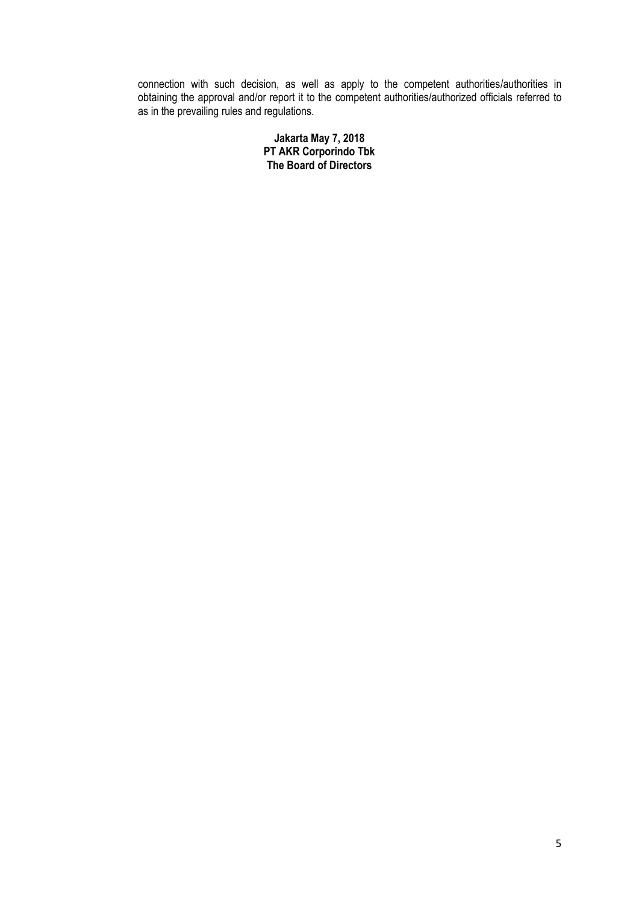connection with such decision, as well as apply to the competent authorities/authorities in obtaining the approval and/or report it to the competent authorities/authorized officials referred to as in the prevailing rules and regulations.

**Jakarta May 7, 2018**
**PT AKR Corporindo Tbk**
**The Board of Directors**